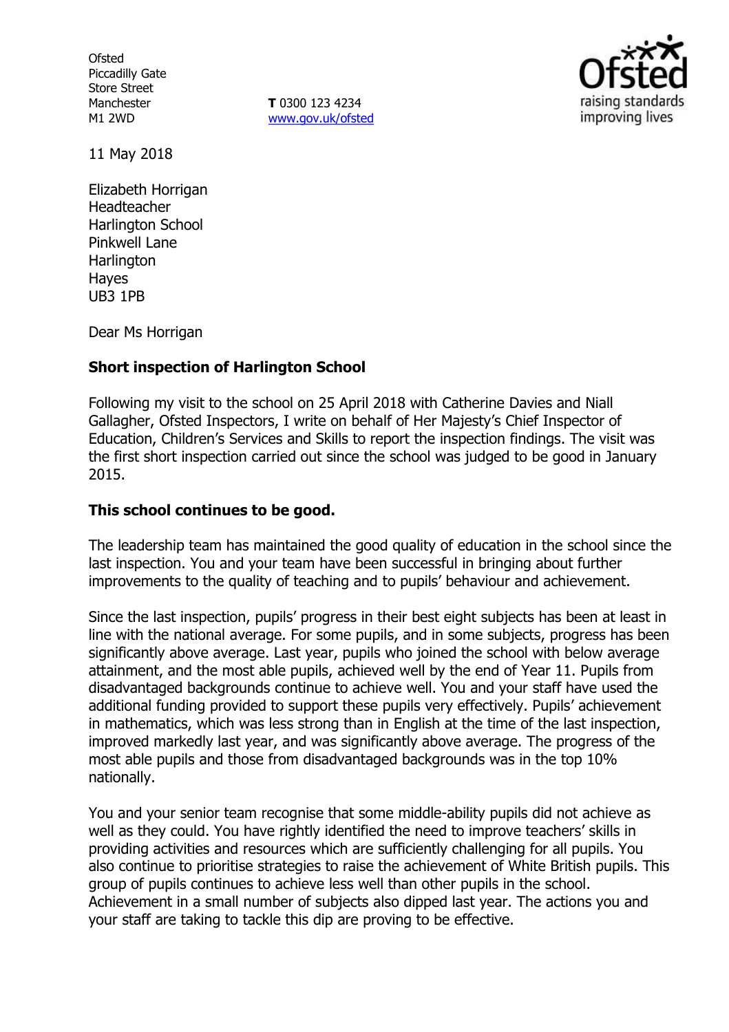Ofsted
Piccadilly Gate
Store Street
Manchester
M1 2WD

**T** 0300 123 4234
www.gov.uk/ofsted

11 May 2018

Elizabeth Horrigan
Headteacher
Harlington School
Pinkwell Lane
Harlington
Hayes
UB3 1PB

Dear Ms Horrigan

**Short inspection of Harlington School**

Following my visit to the school on 25 April 2018 with Catherine Davies and Niall Gallagher, Ofsted Inspectors, I write on behalf of Her Majesty's Chief Inspector of Education, Children's Services and Skills to report the inspection findings. The visit was the first short inspection carried out since the school was judged to be good in January 2015.

**This school continues to be good.**

The leadership team has maintained the good quality of education in the school since the last inspection. You and your team have been successful in bringing about further improvements to the quality of teaching and to pupils' behaviour and achievement.

Since the last inspection, pupils' progress in their best eight subjects has been at least in line with the national average. For some pupils, and in some subjects, progress has been significantly above average. Last year, pupils who joined the school with below average attainment, and the most able pupils, achieved well by the end of Year 11. Pupils from disadvantaged backgrounds continue to achieve well. You and your staff have used the additional funding provided to support these pupils very effectively. Pupils' achievement in mathematics, which was less strong than in English at the time of the last inspection, improved markedly last year, and was significantly above average. The progress of the most able pupils and those from disadvantaged backgrounds was in the top 10% nationally.

You and your senior team recognise that some middle-ability pupils did not achieve as well as they could. You have rightly identified the need to improve teachers' skills in providing activities and resources which are sufficiently challenging for all pupils. You also continue to prioritise strategies to raise the achievement of White British pupils. This group of pupils continues to achieve less well than other pupils in the school. Achievement in a small number of subjects also dipped last year. The actions you and your staff are taking to tackle this dip are proving to be effective.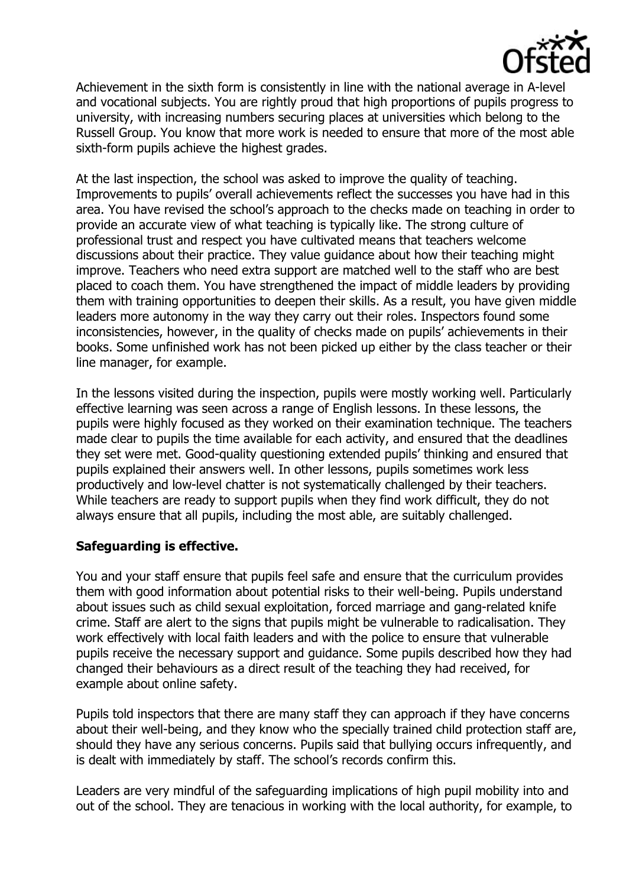Achievement in the sixth form is consistently in line with the national average in A-level and vocational subjects. You are rightly proud that high proportions of pupils progress to university, with increasing numbers securing places at universities which belong to the Russell Group. You know that more work is needed to ensure that more of the most able sixth-form pupils achieve the highest grades.

At the last inspection, the school was asked to improve the quality of teaching. Improvements to pupils' overall achievements reflect the successes you have had in this area. You have revised the school's approach to the checks made on teaching in order to provide an accurate view of what teaching is typically like. The strong culture of professional trust and respect you have cultivated means that teachers welcome discussions about their practice. They value guidance about how their teaching might improve. Teachers who need extra support are matched well to the staff who are best placed to coach them. You have strengthened the impact of middle leaders by providing them with training opportunities to deepen their skills. As a result, you have given middle leaders more autonomy in the way they carry out their roles. Inspectors found some inconsistencies, however, in the quality of checks made on pupils' achievements in their books. Some unfinished work has not been picked up either by the class teacher or their line manager, for example.

In the lessons visited during the inspection, pupils were mostly working well. Particularly effective learning was seen across a range of English lessons. In these lessons, the pupils were highly focused as they worked on their examination technique. The teachers made clear to pupils the time available for each activity, and ensured that the deadlines they set were met. Good-quality questioning extended pupils' thinking and ensured that pupils explained their answers well. In other lessons, pupils sometimes work less productively and low-level chatter is not systematically challenged by their teachers. While teachers are ready to support pupils when they find work difficult, they do not always ensure that all pupils, including the most able, are suitably challenged.

**Safeguarding is effective.**

You and your staff ensure that pupils feel safe and ensure that the curriculum provides them with good information about potential risks to their well-being. Pupils understand about issues such as child sexual exploitation, forced marriage and gang-related knife crime. Staff are alert to the signs that pupils might be vulnerable to radicalisation. They work effectively with local faith leaders and with the police to ensure that vulnerable pupils receive the necessary support and guidance. Some pupils described how they had changed their behaviours as a direct result of the teaching they had received, for example about online safety.

Pupils told inspectors that there are many staff they can approach if they have concerns about their well-being, and they know who the specially trained child protection staff are, should they have any serious concerns. Pupils said that bullying occurs infrequently, and is dealt with immediately by staff. The school's records confirm this.

Leaders are very mindful of the safeguarding implications of high pupil mobility into and out of the school. They are tenacious in working with the local authority, for example, to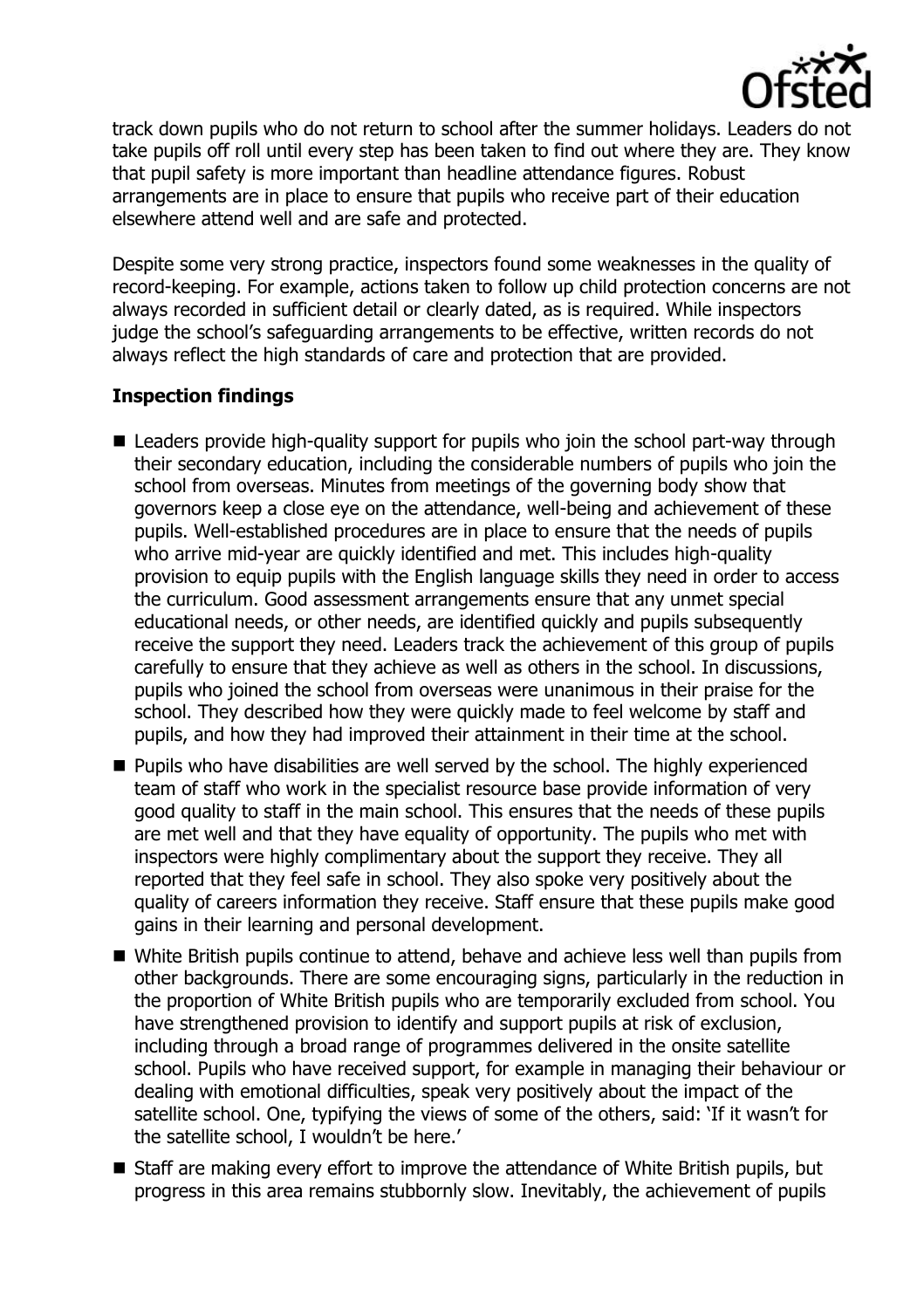track down pupils who do not return to school after the summer holidays. Leaders do not take pupils off roll until every step has been taken to find out where they are. They know that pupil safety is more important than headline attendance figures. Robust arrangements are in place to ensure that pupils who receive part of their education elsewhere attend well and are safe and protected.

Despite some very strong practice, inspectors found some weaknesses in the quality of record-keeping. For example, actions taken to follow up child protection concerns are not always recorded in sufficient detail or clearly dated, as is required. While inspectors judge the school's safeguarding arrangements to be effective, written records do not always reflect the high standards of care and protection that are provided.

**Inspection findings**

- Leaders provide high-quality support for pupils who join the school part-way through their secondary education, including the considerable numbers of pupils who join the school from overseas. Minutes from meetings of the governing body show that governors keep a close eye on the attendance, well-being and achievement of these pupils. Well-established procedures are in place to ensure that the needs of pupils who arrive mid-year are quickly identified and met. This includes high-quality provision to equip pupils with the English language skills they need in order to access the curriculum. Good assessment arrangements ensure that any unmet special educational needs, or other needs, are identified quickly and pupils subsequently receive the support they need. Leaders track the achievement of this group of pupils carefully to ensure that they achieve as well as others in the school. In discussions, pupils who joined the school from overseas were unanimous in their praise for the school. They described how they were quickly made to feel welcome by staff and pupils, and how they had improved their attainment in their time at the school.
- Pupils who have disabilities are well served by the school. The highly experienced team of staff who work in the specialist resource base provide information of very good quality to staff in the main school. This ensures that the needs of these pupils are met well and that they have equality of opportunity. The pupils who met with inspectors were highly complimentary about the support they receive. They all reported that they feel safe in school. They also spoke very positively about the quality of careers information they receive. Staff ensure that these pupils make good gains in their learning and personal development.
- White British pupils continue to attend, behave and achieve less well than pupils from other backgrounds. There are some encouraging signs, particularly in the reduction in the proportion of White British pupils who are temporarily excluded from school. You have strengthened provision to identify and support pupils at risk of exclusion, including through a broad range of programmes delivered in the onsite satellite school. Pupils who have received support, for example in managing their behaviour or dealing with emotional difficulties, speak very positively about the impact of the satellite school. One, typifying the views of some of the others, said: 'If it wasn't for the satellite school, I wouldn't be here.'
- Staff are making every effort to improve the attendance of White British pupils, but progress in this area remains stubbornly slow. Inevitably, the achievement of pupils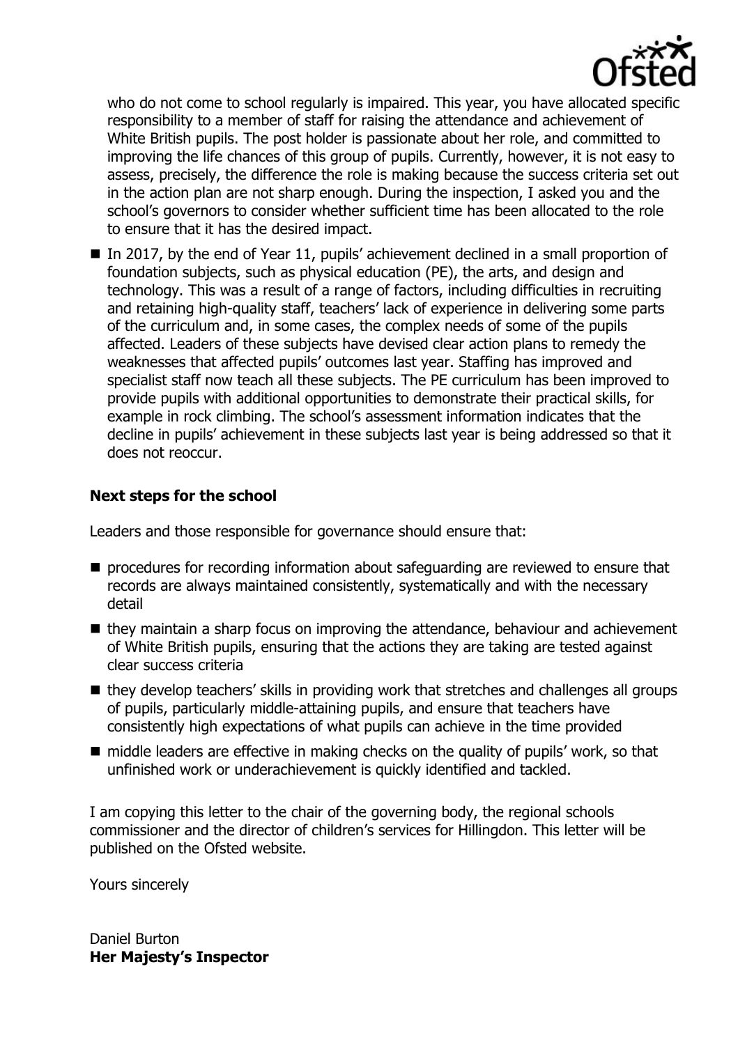who do not come to school regularly is impaired. This year, you have allocated specific responsibility to a member of staff for raising the attendance and achievement of White British pupils. The post holder is passionate about her role, and committed to improving the life chances of this group of pupils. Currently, however, it is not easy to assess, precisely, the difference the role is making because the success criteria set out in the action plan are not sharp enough. During the inspection, I asked you and the school's governors to consider whether sufficient time has been allocated to the role to ensure that it has the desired impact.

- In 2017, by the end of Year 11, pupils' achievement declined in a small proportion of foundation subjects, such as physical education (PE), the arts, and design and technology. This was a result of a range of factors, including difficulties in recruiting and retaining high-quality staff, teachers' lack of experience in delivering some parts of the curriculum and, in some cases, the complex needs of some of the pupils affected. Leaders of these subjects have devised clear action plans to remedy the weaknesses that affected pupils' outcomes last year. Staffing has improved and specialist staff now teach all these subjects. The PE curriculum has been improved to provide pupils with additional opportunities to demonstrate their practical skills, for example in rock climbing. The school's assessment information indicates that the decline in pupils' achievement in these subjects last year is being addressed so that it does not reoccur.

## Next steps for the school

Leaders and those responsible for governance should ensure that:

- procedures for recording information about safeguarding are reviewed to ensure that records are always maintained consistently, systematically and with the necessary detail
- they maintain a sharp focus on improving the attendance, behaviour and achievement of White British pupils, ensuring that the actions they are taking are tested against clear success criteria
- they develop teachers' skills in providing work that stretches and challenges all groups of pupils, particularly middle-attaining pupils, and ensure that teachers have consistently high expectations of what pupils can achieve in the time provided
- middle leaders are effective in making checks on the quality of pupils' work, so that unfinished work or underachievement is quickly identified and tackled.

I am copying this letter to the chair of the governing body, the regional schools commissioner and the director of children's services for Hillingdon. This letter will be published on the Ofsted website.

Yours sincerely

Daniel Burton
**Her Majesty's Inspector**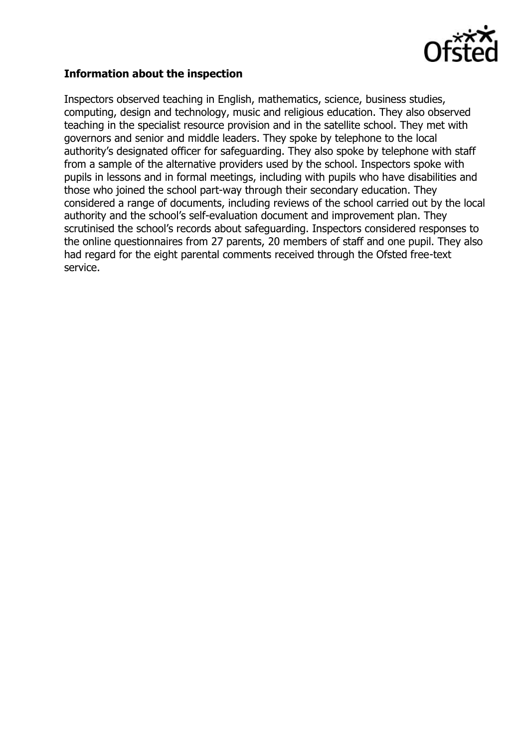**Information about the inspection**

Inspectors observed teaching in English, mathematics, science, business studies, computing, design and technology, music and religious education. They also observed teaching in the specialist resource provision and in the satellite school. They met with governors and senior and middle leaders. They spoke by telephone to the local authority's designated officer for safeguarding. They also spoke by telephone with staff from a sample of the alternative providers used by the school. Inspectors spoke with pupils in lessons and in formal meetings, including with pupils who have disabilities and those who joined the school part-way through their secondary education. They considered a range of documents, including reviews of the school carried out by the local authority and the school's self-evaluation document and improvement plan. They scrutinised the school's records about safeguarding. Inspectors considered responses to the online questionnaires from 27 parents, 20 members of staff and one pupil. They also had regard for the eight parental comments received through the Ofsted free-text service.